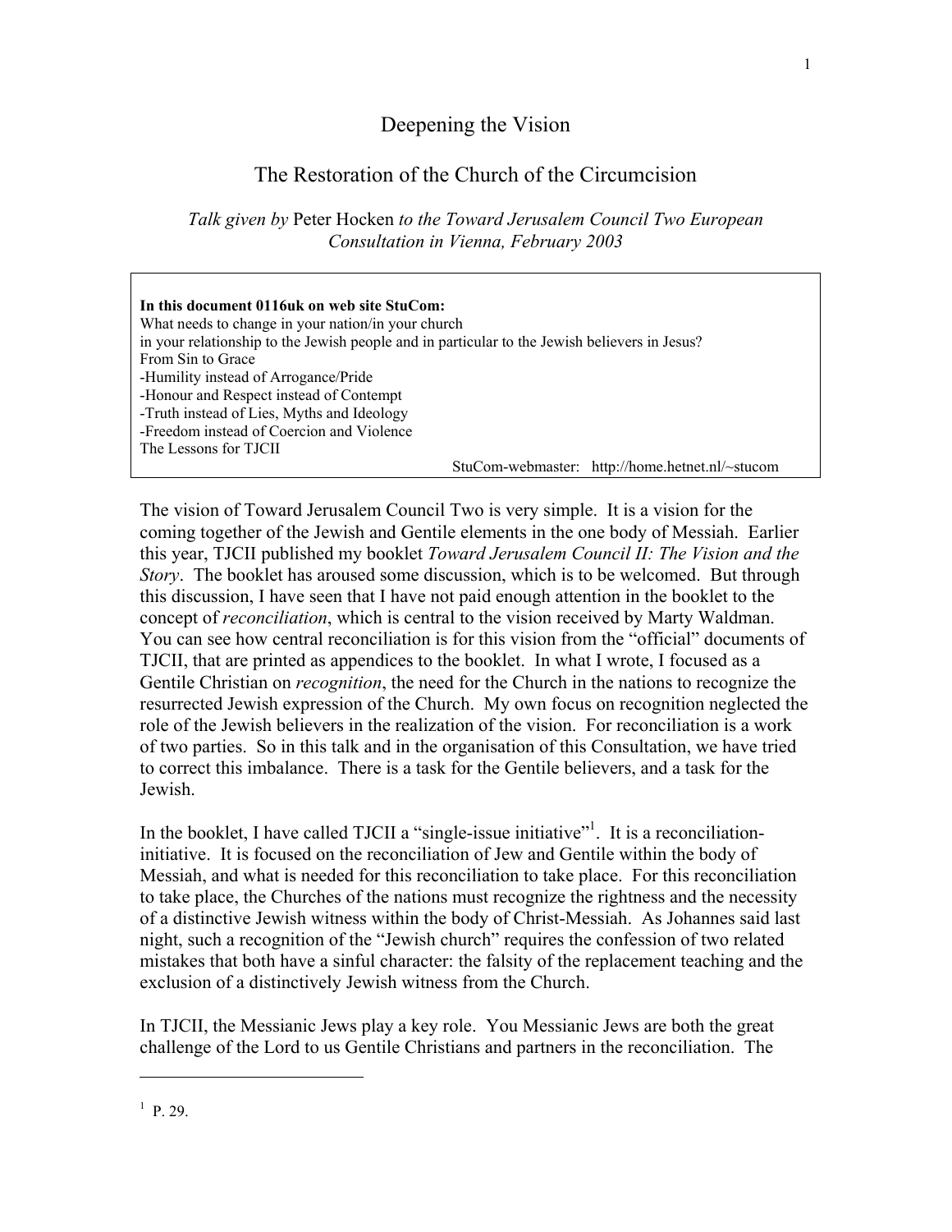# Deepening the Vision

## The Restoration of the Church of the Circumcision

*Talk given by* Peter Hocken *to the Toward Jerusalem Council Two European Consultation in Vienna, February 2003*

> **In this document 0116uk on web site StuCom:**
> What needs to change in your nation/in your church
> in your relationship to the Jewish people and in particular to the Jewish believers in Jesus?
> From Sin to Grace
> -Humility instead of Arrogance/Pride
> -Honour and Respect instead of Contempt
> -Truth instead of Lies, Myths and Ideology
> -Freedom instead of Coercion and Violence
> The Lessons for TJCII
> StuCom-webmaster: http://home.hetnet.nl/~stucom

The vision of Toward Jerusalem Council Two is very simple. It is a vision for the coming together of the Jewish and Gentile elements in the one body of Messiah. Earlier this year, TJCII published my booklet *Toward Jerusalem Council II: The Vision and the Story*. The booklet has aroused some discussion, which is to be welcomed. But through this discussion, I have seen that I have not paid enough attention in the booklet to the concept of *reconciliation*, which is central to the vision received by Marty Waldman. You can see how central reconciliation is for this vision from the "official" documents of TJCII, that are printed as appendices to the booklet. In what I wrote, I focused as a Gentile Christian on *recognition*, the need for the Church in the nations to recognize the resurrected Jewish expression of the Church. My own focus on recognition neglected the role of the Jewish believers in the realization of the vision. For reconciliation is a work of two parties. So in this talk and in the organisation of this Consultation, we have tried to correct this imbalance. There is a task for the Gentile believers, and a task for the Jewish.

In the booklet, I have called TJCII a "single-issue initiative"[1]. It is a reconciliation-initiative. It is focused on the reconciliation of Jew and Gentile within the body of Messiah, and what is needed for this reconciliation to take place. For this reconciliation to take place, the Churches of the nations must recognize the rightness and the necessity of a distinctive Jewish witness within the body of Christ-Messiah. As Johannes said last night, such a recognition of the "Jewish church" requires the confession of two related mistakes that both have a sinful character: the falsity of the replacement teaching and the exclusion of a distinctively Jewish witness from the Church.

In TJCII, the Messianic Jews play a key role. You Messianic Jews are both the great challenge of the Lord to us Gentile Christians and partners in the reconciliation. The

---

[1] P. 29.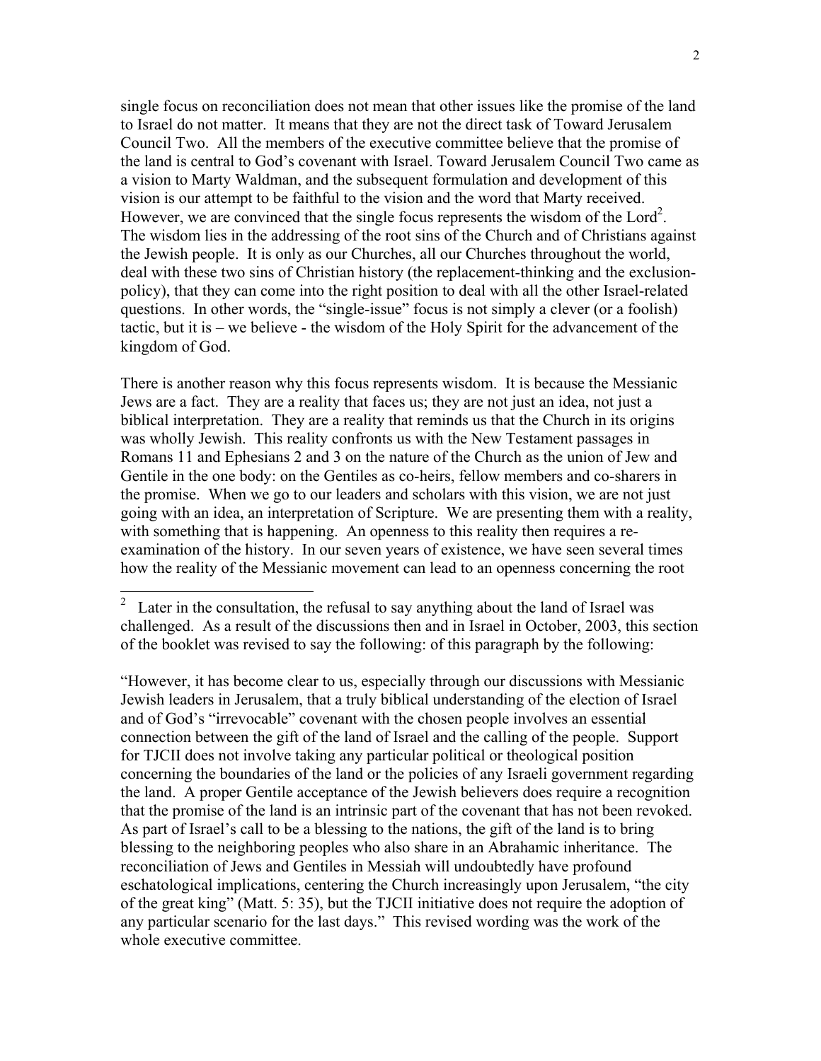single focus on reconciliation does not mean that other issues like the promise of the land to Israel do not matter. It means that they are not the direct task of Toward Jerusalem Council Two. All the members of the executive committee believe that the promise of the land is central to God's covenant with Israel. Toward Jerusalem Council Two came as a vision to Marty Waldman, and the subsequent formulation and development of this vision is our attempt to be faithful to the vision and the word that Marty received. However, we are convinced that the single focus represents the wisdom of the Lord[2]. The wisdom lies in the addressing of the root sins of the Church and of Christians against the Jewish people. It is only as our Churches, all our Churches throughout the world, deal with these two sins of Christian history (the replacement-thinking and the exclusion-policy), that they can come into the right position to deal with all the other Israel-related questions. In other words, the "single-issue" focus is not simply a clever (or a foolish) tactic, but it is – we believe - the wisdom of the Holy Spirit for the advancement of the kingdom of God.

There is another reason why this focus represents wisdom. It is because the Messianic Jews are a fact. They are a reality that faces us; they are not just an idea, not just a biblical interpretation. They are a reality that reminds us that the Church in its origins was wholly Jewish. This reality confronts us with the New Testament passages in Romans 11 and Ephesians 2 and 3 on the nature of the Church as the union of Jew and Gentile in the one body: on the Gentiles as co-heirs, fellow members and co-sharers in the promise. When we go to our leaders and scholars with this vision, we are not just going with an idea, an interpretation of Scripture. We are presenting them with a reality, with something that is happening. An openness to this reality then requires a re-examination of the history. In our seven years of existence, we have seen several times how the reality of the Messianic movement can lead to an openness concerning the root

---

[2] Later in the consultation, the refusal to say anything about the land of Israel was challenged. As a result of the discussions then and in Israel in October, 2003, this section of the booklet was revised to say the following: of this paragraph by the following:

"However, it has become clear to us, especially through our discussions with Messianic Jewish leaders in Jerusalem, that a truly biblical understanding of the election of Israel and of God's "irrevocable" covenant with the chosen people involves an essential connection between the gift of the land of Israel and the calling of the people. Support for TJCII does not involve taking any particular political or theological position concerning the boundaries of the land or the policies of any Israeli government regarding the land. A proper Gentile acceptance of the Jewish believers does require a recognition that the promise of the land is an intrinsic part of the covenant that has not been revoked. As part of Israel's call to be a blessing to the nations, the gift of the land is to bring blessing to the neighboring peoples who also share in an Abrahamic inheritance. The reconciliation of Jews and Gentiles in Messiah will undoubtedly have profound eschatological implications, centering the Church increasingly upon Jerusalem, "the city of the great king" (Matt. 5: 35), but the TJCII initiative does not require the adoption of any particular scenario for the last days." This revised wording was the work of the whole executive committee.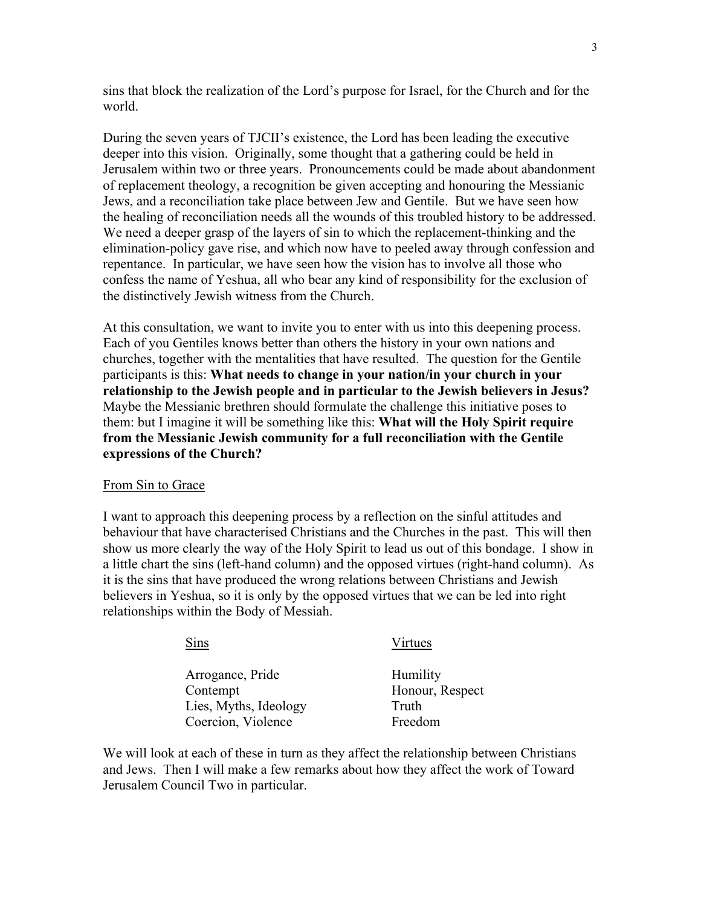sins that block the realization of the Lord's purpose for Israel, for the Church and for the world.

During the seven years of TJCII's existence, the Lord has been leading the executive deeper into this vision. Originally, some thought that a gathering could be held in Jerusalem within two or three years. Pronouncements could be made about abandonment of replacement theology, a recognition be given accepting and honouring the Messianic Jews, and a reconciliation take place between Jew and Gentile. But we have seen how the healing of reconciliation needs all the wounds of this troubled history to be addressed. We need a deeper grasp of the layers of sin to which the replacement-thinking and the elimination-policy gave rise, and which now have to peeled away through confession and repentance. In particular, we have seen how the vision has to involve all those who confess the name of Yeshua, all who bear any kind of responsibility for the exclusion of the distinctively Jewish witness from the Church.

At this consultation, we want to invite you to enter with us into this deepening process. Each of you Gentiles knows better than others the history in your own nations and churches, together with the mentalities that have resulted. The question for the Gentile participants is this: **What needs to change in your nation/in your church in your relationship to the Jewish people and in particular to the Jewish believers in Jesus?** Maybe the Messianic brethren should formulate the challenge this initiative poses to them: but I imagine it will be something like this: **What will the Holy Spirit require from the Messianic Jewish community for a full reconciliation with the Gentile expressions of the Church?**

## From Sin to Grace

I want to approach this deepening process by a reflection on the sinful attitudes and behaviour that have characterised Christians and the Churches in the past. This will then show us more clearly the way of the Holy Spirit to lead us out of this bondage. I show in a little chart the sins (left-hand column) and the opposed virtues (right-hand column). As it is the sins that have produced the wrong relations between Christians and Jewish believers in Yeshua, so it is only by the opposed virtues that we can be led into right relationships within the Body of Messiah.

| Sins | Virtues |
|---|---|
| Arrogance, Pride | Humility |
| Contempt | Honour, Respect |
| Lies, Myths, Ideology | Truth |
| Coercion, Violence | Freedom |

We will look at each of these in turn as they affect the relationship between Christians and Jews. Then I will make a few remarks about how they affect the work of Toward Jerusalem Council Two in particular.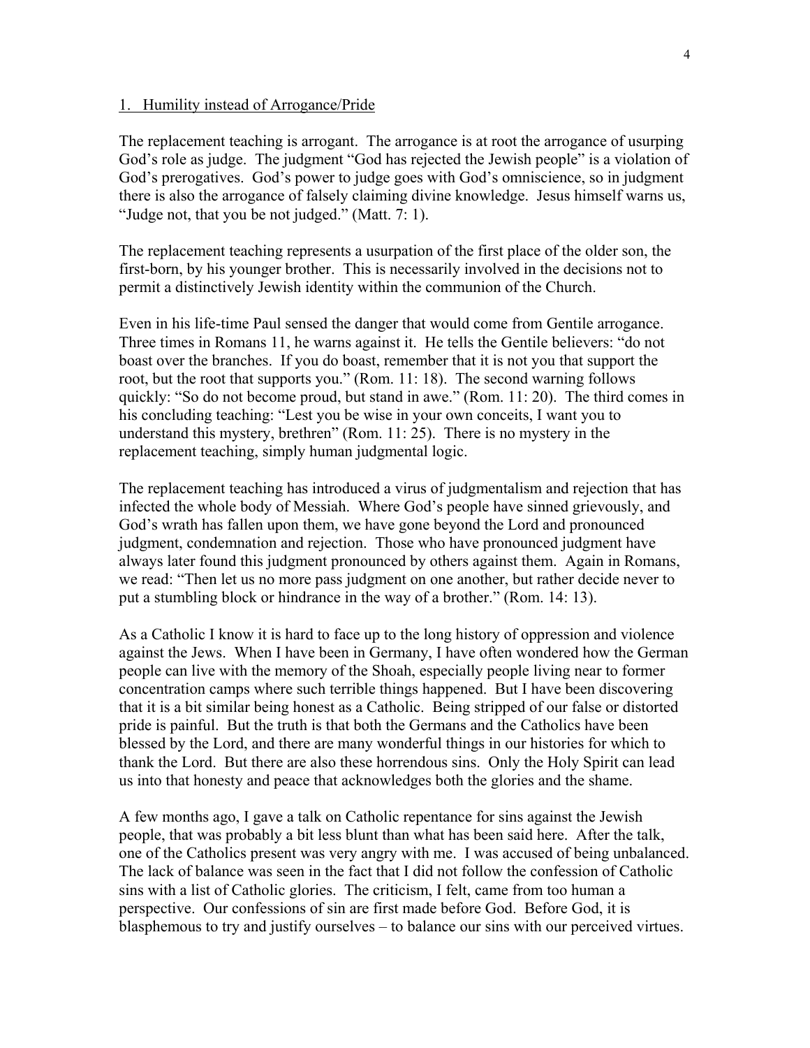## 1. Humility instead of Arrogance/Pride

The replacement teaching is arrogant. The arrogance is at root the arrogance of usurping God's role as judge. The judgment "God has rejected the Jewish people" is a violation of God's prerogatives. God's power to judge goes with God's omniscience, so in judgment there is also the arrogance of falsely claiming divine knowledge. Jesus himself warns us, "Judge not, that you be not judged." (Matt. 7: 1).

The replacement teaching represents a usurpation of the first place of the older son, the first-born, by his younger brother. This is necessarily involved in the decisions not to permit a distinctively Jewish identity within the communion of the Church.

Even in his life-time Paul sensed the danger that would come from Gentile arrogance. Three times in Romans 11, he warns against it. He tells the Gentile believers: "do not boast over the branches. If you do boast, remember that it is not you that support the root, but the root that supports you." (Rom. 11: 18). The second warning follows quickly: "So do not become proud, but stand in awe." (Rom. 11: 20). The third comes in his concluding teaching: "Lest you be wise in your own conceits, I want you to understand this mystery, brethren" (Rom. 11: 25). There is no mystery in the replacement teaching, simply human judgmental logic.

The replacement teaching has introduced a virus of judgmentalism and rejection that has infected the whole body of Messiah. Where God's people have sinned grievously, and God's wrath has fallen upon them, we have gone beyond the Lord and pronounced judgment, condemnation and rejection. Those who have pronounced judgment have always later found this judgment pronounced by others against them. Again in Romans, we read: "Then let us no more pass judgment on one another, but rather decide never to put a stumbling block or hindrance in the way of a brother." (Rom. 14: 13).

As a Catholic I know it is hard to face up to the long history of oppression and violence against the Jews. When I have been in Germany, I have often wondered how the German people can live with the memory of the Shoah, especially people living near to former concentration camps where such terrible things happened. But I have been discovering that it is a bit similar being honest as a Catholic. Being stripped of our false or distorted pride is painful. But the truth is that both the Germans and the Catholics have been blessed by the Lord, and there are many wonderful things in our histories for which to thank the Lord. But there are also these horrendous sins. Only the Holy Spirit can lead us into that honesty and peace that acknowledges both the glories and the shame.

A few months ago, I gave a talk on Catholic repentance for sins against the Jewish people, that was probably a bit less blunt than what has been said here. After the talk, one of the Catholics present was very angry with me. I was accused of being unbalanced. The lack of balance was seen in the fact that I did not follow the confession of Catholic sins with a list of Catholic glories. The criticism, I felt, came from too human a perspective. Our confessions of sin are first made before God. Before God, it is blasphemous to try and justify ourselves – to balance our sins with our perceived virtues.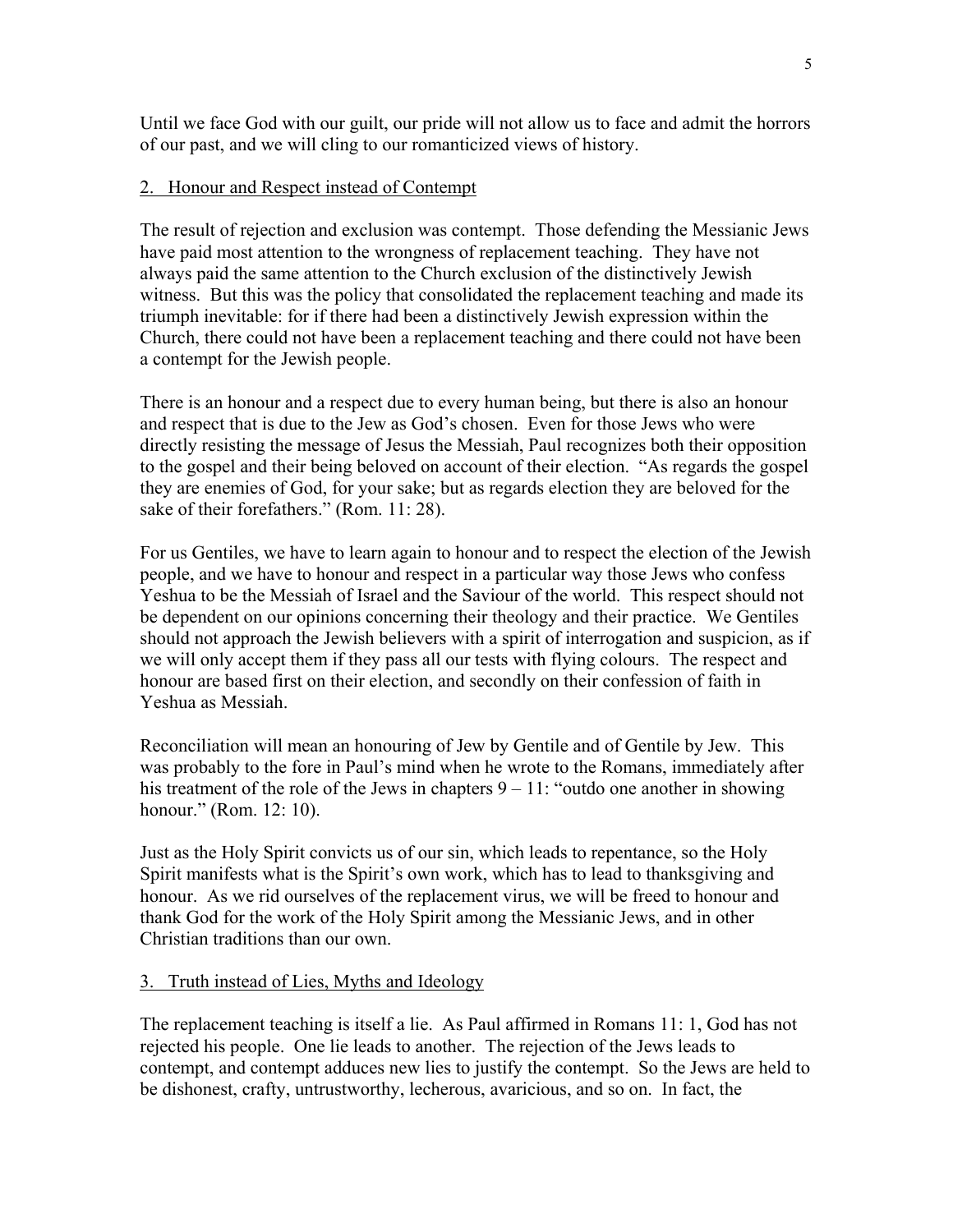Until we face God with our guilt, our pride will not allow us to face and admit the horrors of our past, and we will cling to our romanticized views of history.

## 2. Honour and Respect instead of Contempt

The result of rejection and exclusion was contempt. Those defending the Messianic Jews have paid most attention to the wrongness of replacement teaching. They have not always paid the same attention to the Church exclusion of the distinctively Jewish witness. But this was the policy that consolidated the replacement teaching and made its triumph inevitable: for if there had been a distinctively Jewish expression within the Church, there could not have been a replacement teaching and there could not have been a contempt for the Jewish people.

There is an honour and a respect due to every human being, but there is also an honour and respect that is due to the Jew as God's chosen. Even for those Jews who were directly resisting the message of Jesus the Messiah, Paul recognizes both their opposition to the gospel and their being beloved on account of their election. "As regards the gospel they are enemies of God, for your sake; but as regards election they are beloved for the sake of their forefathers." (Rom. 11: 28).

For us Gentiles, we have to learn again to honour and to respect the election of the Jewish people, and we have to honour and respect in a particular way those Jews who confess Yeshua to be the Messiah of Israel and the Saviour of the world. This respect should not be dependent on our opinions concerning their theology and their practice. We Gentiles should not approach the Jewish believers with a spirit of interrogation and suspicion, as if we will only accept them if they pass all our tests with flying colours. The respect and honour are based first on their election, and secondly on their confession of faith in Yeshua as Messiah.

Reconciliation will mean an honouring of Jew by Gentile and of Gentile by Jew. This was probably to the fore in Paul's mind when he wrote to the Romans, immediately after his treatment of the role of the Jews in chapters 9 – 11: "outdo one another in showing honour." (Rom. 12: 10).

Just as the Holy Spirit convicts us of our sin, which leads to repentance, so the Holy Spirit manifests what is the Spirit's own work, which has to lead to thanksgiving and honour. As we rid ourselves of the replacement virus, we will be freed to honour and thank God for the work of the Holy Spirit among the Messianic Jews, and in other Christian traditions than our own.

## 3. Truth instead of Lies, Myths and Ideology

The replacement teaching is itself a lie. As Paul affirmed in Romans 11: 1, God has not rejected his people. One lie leads to another. The rejection of the Jews leads to contempt, and contempt adduces new lies to justify the contempt. So the Jews are held to be dishonest, crafty, untrustworthy, lecherous, avaricious, and so on. In fact, the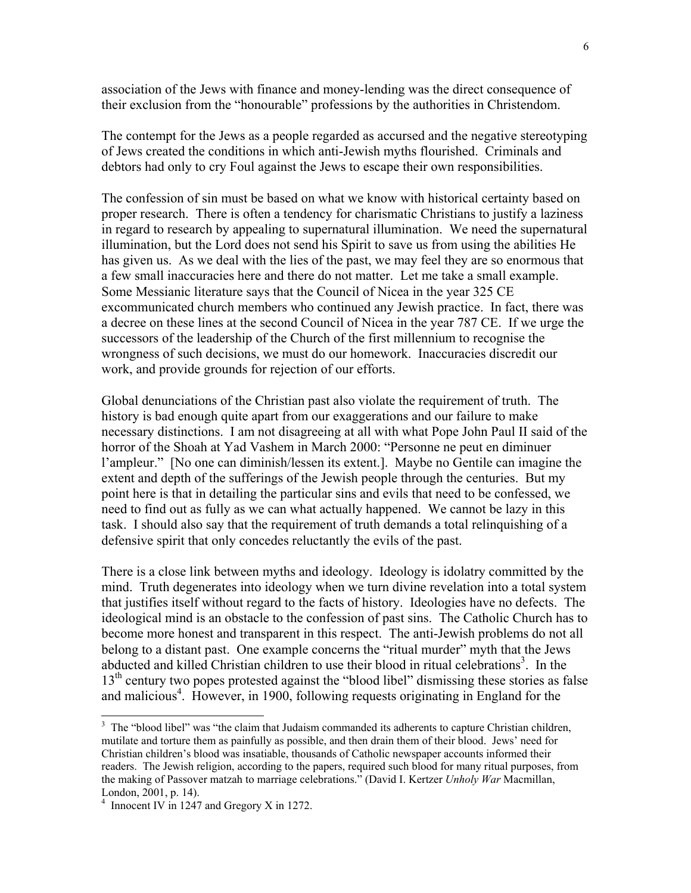association of the Jews with finance and money-lending was the direct consequence of their exclusion from the "honourable" professions by the authorities in Christendom.

The contempt for the Jews as a people regarded as accursed and the negative stereotyping of Jews created the conditions in which anti-Jewish myths flourished. Criminals and debtors had only to cry Foul against the Jews to escape their own responsibilities.

The confession of sin must be based on what we know with historical certainty based on proper research. There is often a tendency for charismatic Christians to justify a laziness in regard to research by appealing to supernatural illumination. We need the supernatural illumination, but the Lord does not send his Spirit to save us from using the abilities He has given us. As we deal with the lies of the past, we may feel they are so enormous that a few small inaccuracies here and there do not matter. Let me take a small example. Some Messianic literature says that the Council of Nicea in the year 325 CE excommunicated church members who continued any Jewish practice. In fact, there was a decree on these lines at the second Council of Nicea in the year 787 CE. If we urge the successors of the leadership of the Church of the first millennium to recognise the wrongness of such decisions, we must do our homework. Inaccuracies discredit our work, and provide grounds for rejection of our efforts.

Global denunciations of the Christian past also violate the requirement of truth. The history is bad enough quite apart from our exaggerations and our failure to make necessary distinctions. I am not disagreeing at all with what Pope John Paul II said of the horror of the Shoah at Yad Vashem in March 2000: "Personne ne peut en diminuer l'ampleur." [No one can diminish/lessen its extent.]. Maybe no Gentile can imagine the extent and depth of the sufferings of the Jewish people through the centuries. But my point here is that in detailing the particular sins and evils that need to be confessed, we need to find out as fully as we can what actually happened. We cannot be lazy in this task. I should also say that the requirement of truth demands a total relinquishing of a defensive spirit that only concedes reluctantly the evils of the past.

There is a close link between myths and ideology. Ideology is idolatry committed by the mind. Truth degenerates into ideology when we turn divine revelation into a total system that justifies itself without regard to the facts of history. Ideologies have no defects. The ideological mind is an obstacle to the confession of past sins. The Catholic Church has to become more honest and transparent in this respect. The anti-Jewish problems do not all belong to a distant past. One example concerns the "ritual murder" myth that the Jews abducted and killed Christian children to use their blood in ritual celebrations[3]. In the 13th century two popes protested against the "blood libel" dismissing these stories as false and malicious[4]. However, in 1900, following requests originating in England for the

---

[3] The "blood libel" was "the claim that Judaism commanded its adherents to capture Christian children, mutilate and torture them as painfully as possible, and then drain them of their blood. Jews' need for Christian children's blood was insatiable, thousands of Catholic newspaper accounts informed their readers. The Jewish religion, according to the papers, required such blood for many ritual purposes, from the making of Passover matzah to marriage celebrations." (David I. Kertzer *Unholy War* Macmillan, London, 2001, p. 14).

[4] Innocent IV in 1247 and Gregory X in 1272.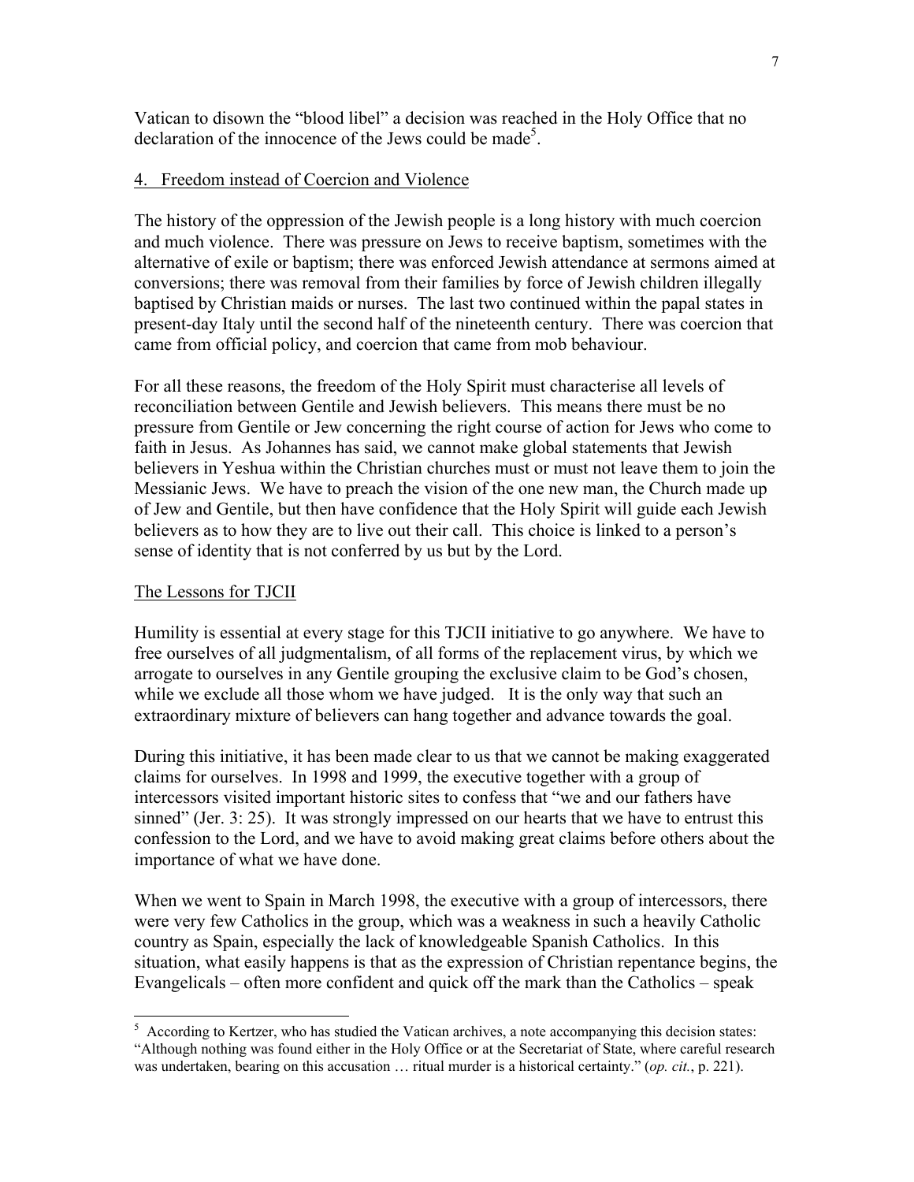Vatican to disown the "blood libel" a decision was reached in the Holy Office that no declaration of the innocence of the Jews could be made[5].

## 4. Freedom instead of Coercion and Violence

The history of the oppression of the Jewish people is a long history with much coercion and much violence. There was pressure on Jews to receive baptism, sometimes with the alternative of exile or baptism; there was enforced Jewish attendance at sermons aimed at conversions; there was removal from their families by force of Jewish children illegally baptised by Christian maids or nurses. The last two continued within the papal states in present-day Italy until the second half of the nineteenth century. There was coercion that came from official policy, and coercion that came from mob behaviour.

For all these reasons, the freedom of the Holy Spirit must characterise all levels of reconciliation between Gentile and Jewish believers. This means there must be no pressure from Gentile or Jew concerning the right course of action for Jews who come to faith in Jesus. As Johannes has said, we cannot make global statements that Jewish believers in Yeshua within the Christian churches must or must not leave them to join the Messianic Jews. We have to preach the vision of the one new man, the Church made up of Jew and Gentile, but then have confidence that the Holy Spirit will guide each Jewish believers as to how they are to live out their call. This choice is linked to a person's sense of identity that is not conferred by us but by the Lord.

## The Lessons for TJCII

Humility is essential at every stage for this TJCII initiative to go anywhere. We have to free ourselves of all judgmentalism, of all forms of the replacement virus, by which we arrogate to ourselves in any Gentile grouping the exclusive claim to be God's chosen, while we exclude all those whom we have judged. It is the only way that such an extraordinary mixture of believers can hang together and advance towards the goal.

During this initiative, it has been made clear to us that we cannot be making exaggerated claims for ourselves. In 1998 and 1999, the executive together with a group of intercessors visited important historic sites to confess that "we and our fathers have sinned" (Jer. 3: 25). It was strongly impressed on our hearts that we have to entrust this confession to the Lord, and we have to avoid making great claims before others about the importance of what we have done.

When we went to Spain in March 1998, the executive with a group of intercessors, there were very few Catholics in the group, which was a weakness in such a heavily Catholic country as Spain, especially the lack of knowledgeable Spanish Catholics. In this situation, what easily happens is that as the expression of Christian repentance begins, the Evangelicals – often more confident and quick off the mark than the Catholics – speak

---

[5] According to Kertzer, who has studied the Vatican archives, a note accompanying this decision states: "Although nothing was found either in the Holy Office or at the Secretariat of State, where careful research was undertaken, bearing on this accusation … ritual murder is a historical certainty." (*op. cit.*, p. 221).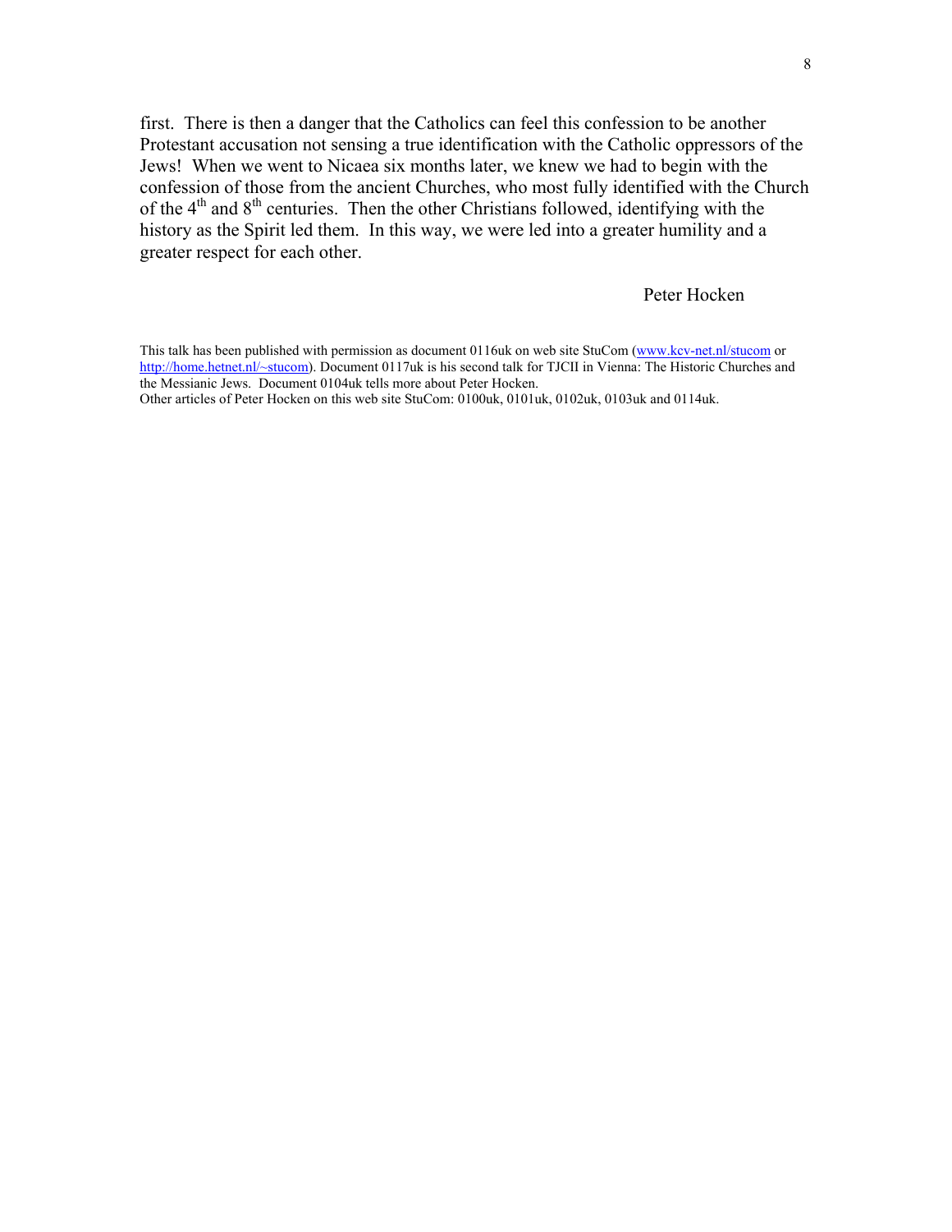first. There is then a danger that the Catholics can feel this confession to be another Protestant accusation not sensing a true identification with the Catholic oppressors of the Jews! When we went to Nicaea six months later, we knew we had to begin with the confession of those from the ancient Churches, who most fully identified with the Church of the 4th and 8th centuries. Then the other Christians followed, identifying with the history as the Spirit led them. In this way, we were led into a greater humility and a greater respect for each other.

Peter Hocken

This talk has been published with permission as document 0116uk on web site StuCom ([www.kcv-net.nl/stucom](www.kcv-net.nl/stucom) or [http://home.hetnet.nl/~stucom](http://home.hetnet.nl/~stucom)). Document 0117uk is his second talk for TJCII in Vienna: The Historic Churches and the Messianic Jews. Document 0104uk tells more about Peter Hocken.
Other articles of Peter Hocken on this web site StuCom: 0100uk, 0101uk, 0102uk, 0103uk and 0114uk.